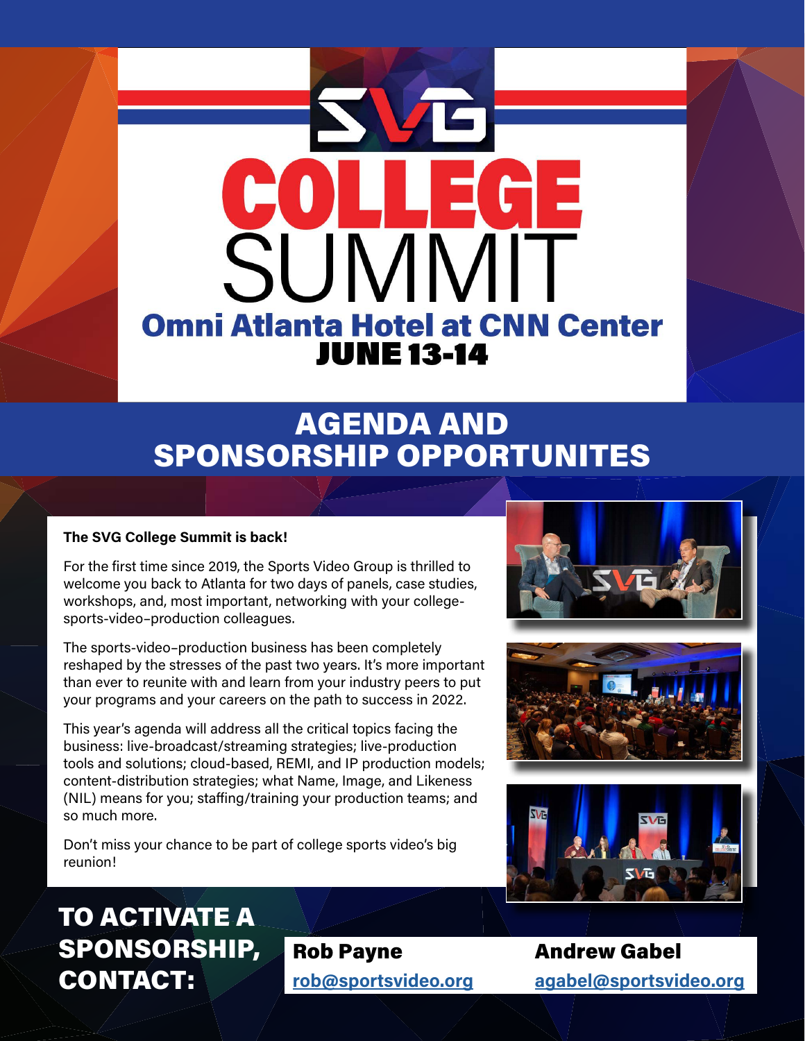# SVG COLLEGE SUMMIT

## Omni Atlanta Hotel at CNN Center

## JUNE 13-14

# AGENDA AND SPONSORSHIP OPPORTUNITES

**The SVG College Summit is back!**

For the first time since 2019, the Sports Video Group is thrilled to welcome you back to Atlanta for two days of panels, case studies, workshops, and, most important, networking with your college-sports-video–production colleagues.

The sports-video–production business has been completely reshaped by the stresses of the past two years. It's more important than ever to reunite with and learn from your industry peers to put your programs and your careers on the path to success in 2022.

This year's agenda will address all the critical topics facing the business: live-broadcast/streaming strategies; live-production tools and solutions; cloud-based, REMI, and IP production models; content-distribution strategies; what Name, Image, and Likeness (NIL) means for you; staffing/training your production teams; and so much more.

Don't miss your chance to be part of college sports video's big reunion!

## TO ACTIVATE A SPONSORSHIP, CONTACT:

**Rob Payne**
rob@sportsvideo.org

**Andrew Gabel**
agabel@sportsvideo.org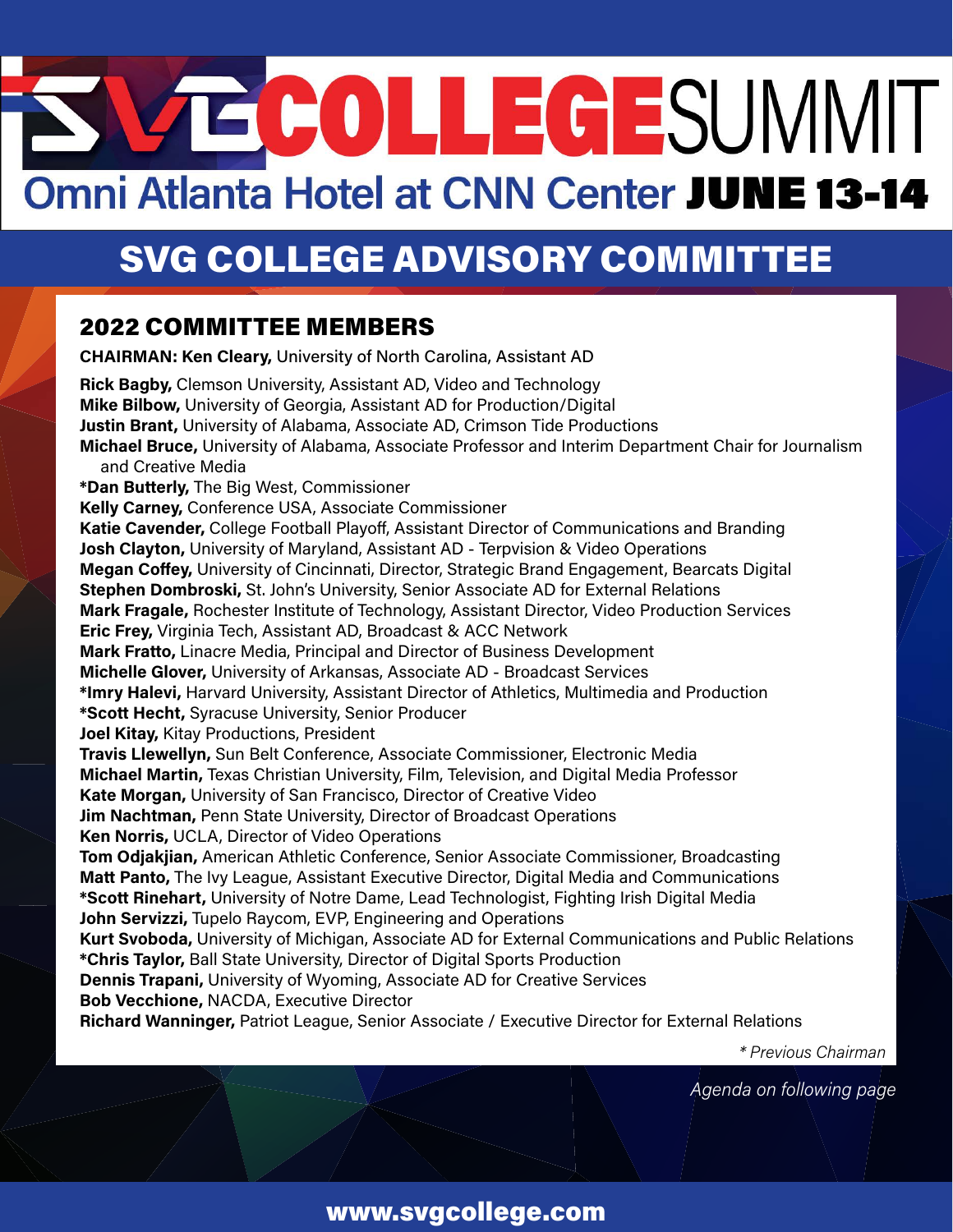# SVG COLLEGE SUMMIT

## Omni Atlanta Hotel at CNN Center JUNE 13-14

# SVG COLLEGE ADVISORY COMMITTEE

## 2022 COMMITTEE MEMBERS

**CHAIRMAN: Ken Cleary,** University of North Carolina, Assistant AD

**Rick Bagby,** Clemson University, Assistant AD, Video and Technology
**Mike Bilbow,** University of Georgia, Assistant AD for Production/Digital
**Justin Brant,** University of Alabama, Associate AD, Crimson Tide Productions
**Michael Bruce,** University of Alabama, Associate Professor and Interim Department Chair for Journalism and Creative Media
***Dan Butterly,** The Big West, Commissioner
**Kelly Carney,** Conference USA, Associate Commissioner
**Katie Cavender,** College Football Playoff, Assistant Director of Communications and Branding
**Josh Clayton,** University of Maryland, Assistant AD - Terpvision & Video Operations
**Megan Coffey,** University of Cincinnati, Director, Strategic Brand Engagement, Bearcats Digital
**Stephen Dombroski,** St. John's University, Senior Associate AD for External Relations
**Mark Fragale,** Rochester Institute of Technology, Assistant Director, Video Production Services
**Eric Frey,** Virginia Tech, Assistant AD, Broadcast & ACC Network
**Mark Fratto,** Linacre Media, Principal and Director of Business Development
**Michelle Glover,** University of Arkansas, Associate AD - Broadcast Services
***Imry Halevi,** Harvard University, Assistant Director of Athletics, Multimedia and Production
***Scott Hecht,** Syracuse University, Senior Producer
**Joel Kitay,** Kitay Productions, President
**Travis Llewellyn,** Sun Belt Conference, Associate Commissioner, Electronic Media
**Michael Martin,** Texas Christian University, Film, Television, and Digital Media Professor
**Kate Morgan,** University of San Francisco, Director of Creative Video
**Jim Nachtman,** Penn State University, Director of Broadcast Operations
**Ken Norris,** UCLA, Director of Video Operations
**Tom Odjakjian,** American Athletic Conference, Senior Associate Commissioner, Broadcasting
**Matt Panto,** The Ivy League, Assistant Executive Director, Digital Media and Communications
***Scott Rinehart,** University of Notre Dame, Lead Technologist, Fighting Irish Digital Media
**John Servizzi,** Tupelo Raycom, EVP, Engineering and Operations
**Kurt Svoboda,** University of Michigan, Associate AD for External Communications and Public Relations
***Chris Taylor,** Ball State University, Director of Digital Sports Production
**Dennis Trapani,** University of Wyoming, Associate AD for Creative Services
**Bob Vecchione,** NACDA, Executive Director
**Richard Wanninger,** Patriot League, Senior Associate / Executive Director for External Relations

*\* Previous Chairman*

*Agenda on following page*

www.svgcollege.com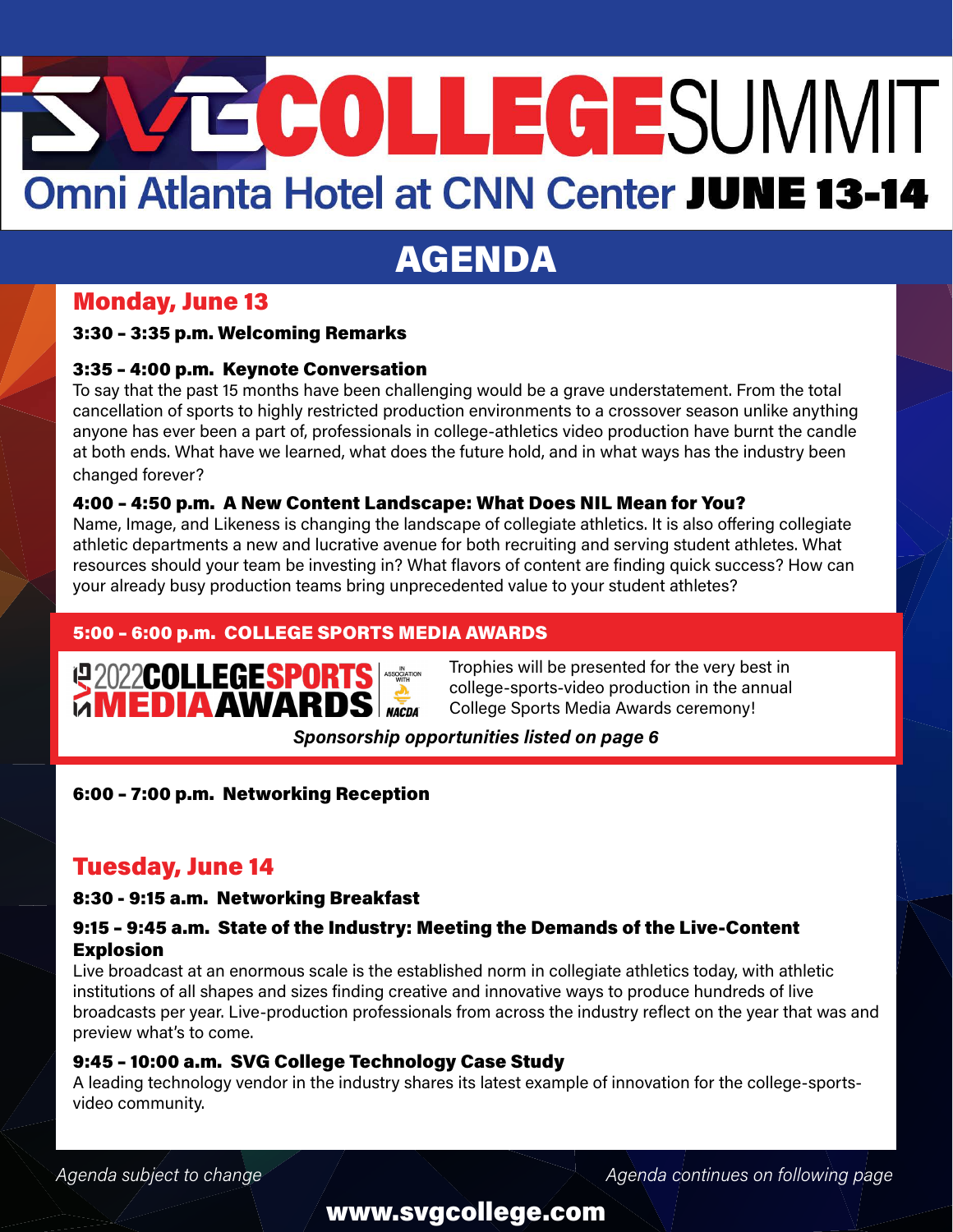# SVG COLLEGE SUMMIT

## Omni Atlanta Hotel at CNN Center JUNE 13-14

# AGENDA

## Monday, June 13

**3:30 – 3:35 p.m. Welcoming Remarks**

**3:35 – 4:00 p.m. Keynote Conversation**

To say that the past 15 months have been challenging would be a grave understatement. From the total cancellation of sports to highly restricted production environments to a crossover season unlike anything anyone has ever been a part of, professionals in college-athletics video production have burnt the candle at both ends. What have we learned, what does the future hold, and in what ways has the industry been changed forever?

**4:00 – 4:50 p.m. A New Content Landscape: What Does NIL Mean for You?**

Name, Image, and Likeness is changing the landscape of collegiate athletics. It is also offering collegiate athletic departments a new and lucrative avenue for both recruiting and serving student athletes. What resources should your team be investing in? What flavors of content are finding quick success? How can your already busy production teams bring unprecedented value to your student athletes?

**5:00 – 6:00 p.m. COLLEGE SPORTS MEDIA AWARDS**

SVG 2022 COLLEGE SPORTS MEDIA AWARDS — In association with NACDA

Trophies will be presented for the very best in college-sports-video production in the annual College Sports Media Awards ceremony!

***Sponsorship opportunities listed on page 6***

**6:00 – 7:00 p.m. Networking Reception**

## Tuesday, June 14

**8:30 - 9:15 a.m. Networking Breakfast**

**9:15 – 9:45 a.m. State of the Industry: Meeting the Demands of the Live-Content Explosion**

Live broadcast at an enormous scale is the established norm in collegiate athletics today, with athletic institutions of all shapes and sizes finding creative and innovative ways to produce hundreds of live broadcasts per year. Live-production professionals from across the industry reflect on the year that was and preview what's to come.

**9:45 – 10:00 a.m. SVG College Technology Case Study**

A leading technology vendor in the industry shares its latest example of innovation for the college-sports-video community.

*Agenda subject to change*

*Agenda continues on following page*

**www.svgcollege.com**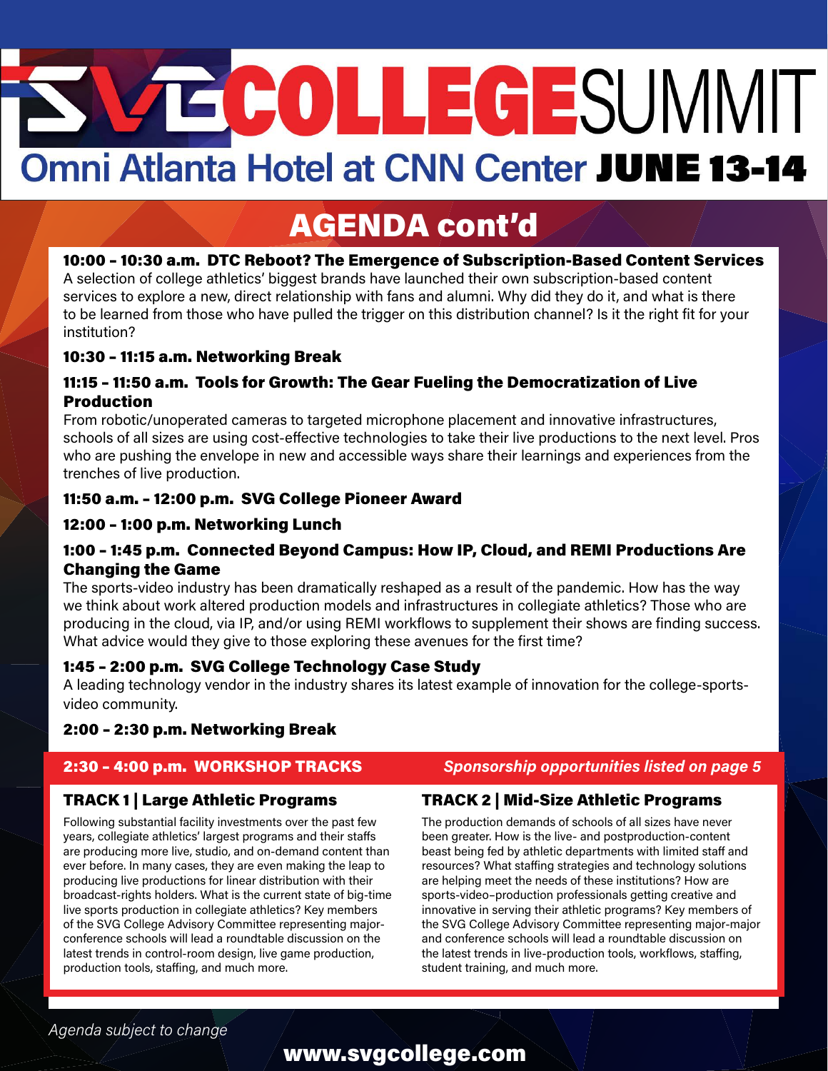# SVG COLLEGE SUMMIT

## Omni Atlanta Hotel at CNN Center JUNE 13-14

## AGENDA cont'd

**10:00 – 10:30 a.m. DTC Reboot? The Emergence of Subscription-Based Content Services**

A selection of college athletics' biggest brands have launched their own subscription-based content services to explore a new, direct relationship with fans and alumni. Why did they do it, and what is there to be learned from those who have pulled the trigger on this distribution channel? Is it the right fit for your institution?

**10:30 – 11:15 a.m. Networking Break**

**11:15 – 11:50 a.m. Tools for Growth: The Gear Fueling the Democratization of Live Production**

From robotic/unoperated cameras to targeted microphone placement and innovative infrastructures, schools of all sizes are using cost-effective technologies to take their live productions to the next level. Pros who are pushing the envelope in new and accessible ways share their learnings and experiences from the trenches of live production.

**11:50 a.m. – 12:00 p.m. SVG College Pioneer Award**

**12:00 – 1:00 p.m. Networking Lunch**

**1:00 – 1:45 p.m. Connected Beyond Campus: How IP, Cloud, and REMI Productions Are Changing the Game**

The sports-video industry has been dramatically reshaped as a result of the pandemic. How has the way we think about work altered production models and infrastructures in collegiate athletics? Those who are producing in the cloud, via IP, and/or using REMI workflows to supplement their shows are finding success. What advice would they give to those exploring these avenues for the first time?

**1:45 – 2:00 p.m. SVG College Technology Case Study**

A leading technology vendor in the industry shares its latest example of innovation for the college-sports-video community.

**2:00 – 2:30 p.m. Networking Break**

**2:30 – 4:00 p.m. WORKSHOP TRACKS** *Sponsorship opportunities listed on page 5*

### TRACK 1 | Large Athletic Programs

Following substantial facility investments over the past few years, collegiate athletics' largest programs and their staffs are producing more live, studio, and on-demand content than ever before. In many cases, they are even making the leap to producing live productions for linear distribution with their broadcast-rights holders. What is the current state of big-time live sports production in collegiate athletics? Key members of the SVG College Advisory Committee representing major-conference schools will lead a roundtable discussion on the latest trends in control-room design, live game production, production tools, staffing, and much more.

### TRACK 2 | Mid-Size Athletic Programs

The production demands of schools of all sizes have never been greater. How is the live- and postproduction-content beast being fed by athletic departments with limited staff and resources? What staffing strategies and technology solutions are helping meet the needs of these institutions? How are sports-video–production professionals getting creative and innovative in serving their athletic programs? Key members of the SVG College Advisory Committee representing major-major and conference schools will lead a roundtable discussion on the latest trends in live-production tools, workflows, staffing, student training, and much more.

*Agenda subject to change*

www.svgcollege.com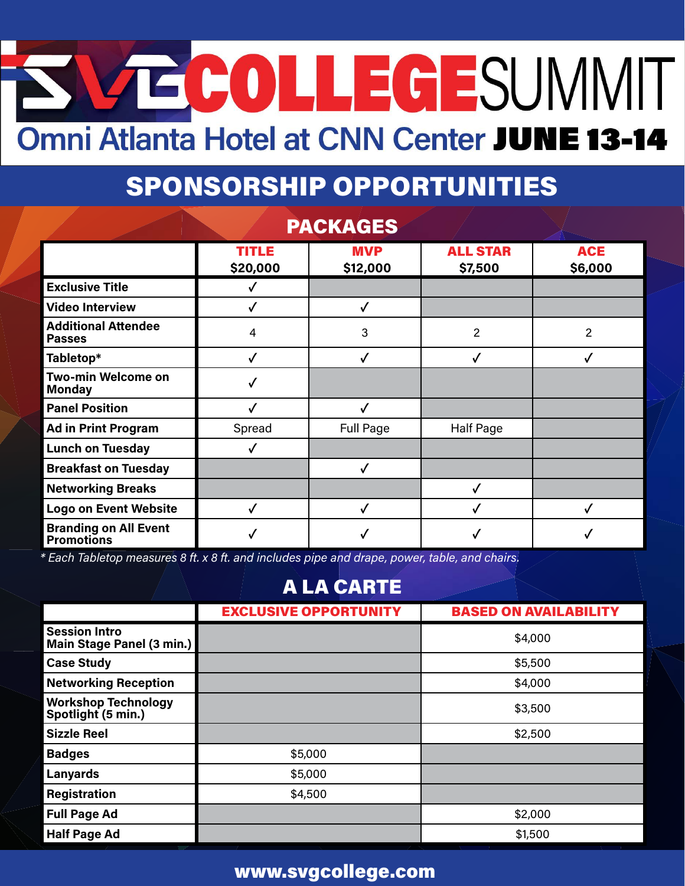# SVG COLLEGE SUMMIT

## Omni Atlanta Hotel at CNN Center **JUNE 13-14**

# SPONSORSHIP OPPORTUNITIES

## PACKAGES

| | TITLE $20,000 | MVP $12,000 | ALL STAR $7,500 | ACE $6,000 |
|---|---|---|---|---|
| **Exclusive Title** | ✓ | | | |
| **Video Interview** | ✓ | ✓ | | |
| **Additional Attendee Passes** | 4 | 3 | 2 | 2 |
| **Tabletop*** | ✓ | ✓ | ✓ | ✓ |
| **Two-min Welcome on Monday** | ✓ | | | |
| **Panel Position** | ✓ | ✓ | | |
| **Ad in Print Program** | Spread | Full Page | Half Page | |
| **Lunch on Tuesday** | ✓ | | | |
| **Breakfast on Tuesday** | | ✓ | | |
| **Networking Breaks** | | | ✓ | |
| **Logo on Event Website** | ✓ | ✓ | ✓ | ✓ |
| **Branding on All Event Promotions** | ✓ | ✓ | ✓ | ✓ |

*\* Each Tabletop measures 8 ft. x 8 ft. and includes pipe and drape, power, table, and chairs.*

## A LA CARTE

| | EXCLUSIVE OPPORTUNITY | BASED ON AVAILABILITY |
|---|---|---|
| **Session Intro Main Stage Panel (3 min.)** | | $4,000 |
| **Case Study** | | $5,500 |
| **Networking Reception** | | $4,000 |
| **Workshop Technology Spotlight (5 min.)** | | $3,500 |
| **Sizzle Reel** | | $2,500 |
| **Badges** | $5,000 | |
| **Lanyards** | $5,000 | |
| **Registration** | $4,500 | |
| **Full Page Ad** | | $2,000 |
| **Half Page Ad** | | $1,500 |

**www.svgcollege.com**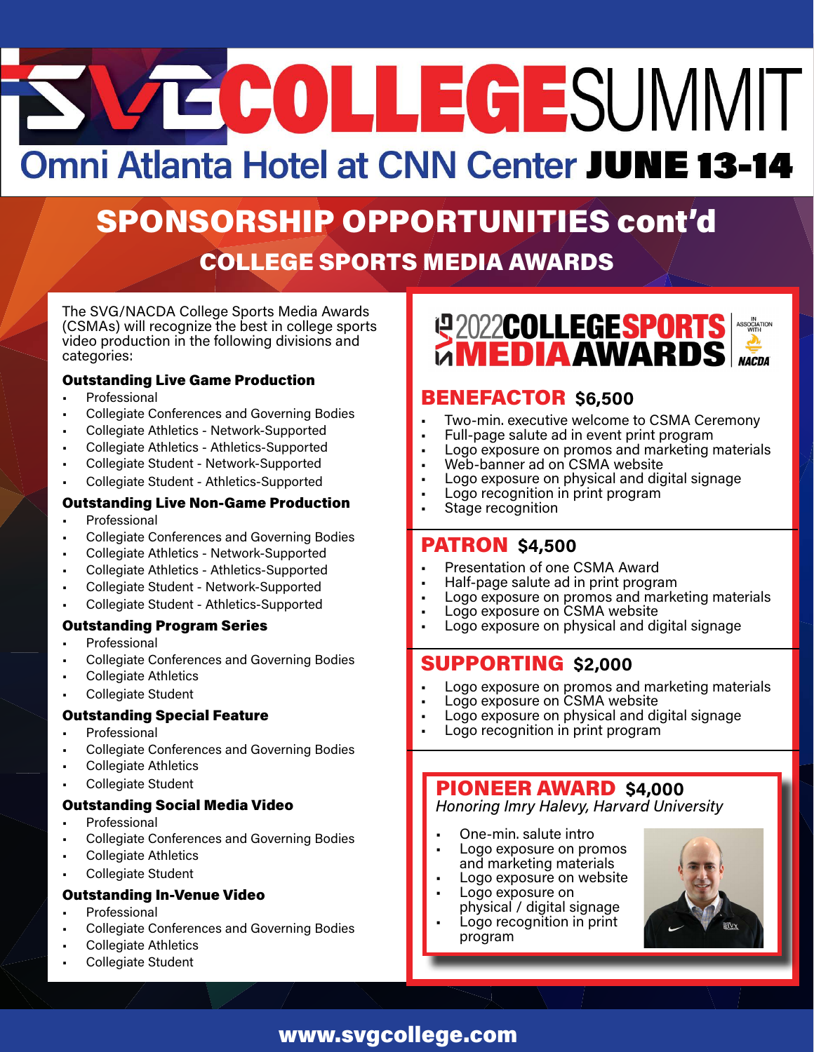# SVG COLLEGE SUMMIT

## Omni Atlanta Hotel at CNN Center **JUNE 13-14**

# SPONSORSHIP OPPORTUNITIES cont'd

## COLLEGE SPORTS MEDIA AWARDS

The SVG/NACDA College Sports Media Awards (CSMAs) will recognize the best in college sports video production in the following divisions and categories:

**Outstanding Live Game Production**
- Professional
- Collegiate Conferences and Governing Bodies
- Collegiate Athletics - Network-Supported
- Collegiate Athletics - Athletics-Supported
- Collegiate Student - Network-Supported
- Collegiate Student - Athletics-Supported

**Outstanding Live Non-Game Production**
- Professional
- Collegiate Conferences and Governing Bodies
- Collegiate Athletics - Network-Supported
- Collegiate Athletics - Athletics-Supported
- Collegiate Student - Network-Supported
- Collegiate Student - Athletics-Supported

**Outstanding Program Series**
- Professional
- Collegiate Conferences and Governing Bodies
- Collegiate Athletics
- Collegiate Student

**Outstanding Special Feature**
- Professional
- Collegiate Conferences and Governing Bodies
- Collegiate Athletics
- Collegiate Student

**Outstanding Social Media Video**
- Professional
- Collegiate Conferences and Governing Bodies
- Collegiate Athletics
- Collegiate Student

**Outstanding In-Venue Video**
- Professional
- Collegiate Conferences and Governing Bodies
- Collegiate Athletics
- Collegiate Student

### SVG 2022 COLLEGE SPORTS MEDIA AWARDS — IN ASSOCIATION WITH NACDA

### BENEFACTOR $6,500
- Two-min. executive welcome to CSMA Ceremony
- Full-page salute ad in event print program
- Logo exposure on promos and marketing materials
- Web-banner ad on CSMA website
- Logo exposure on physical and digital signage
- Logo recognition in print program
- Stage recognition

### PATRON $4,500
- Presentation of one CSMA Award
- Half-page salute ad in print program
- Logo exposure on promos and marketing materials
- Logo exposure on CSMA website
- Logo exposure on physical and digital signage

### SUPPORTING $2,000
- Logo exposure on promos and marketing materials
- Logo exposure on CSMA website
- Logo exposure on physical and digital signage
- Logo recognition in print program

### PIONEER AWARD $4,000
*Honoring Imry Halevy, Harvard University*

- One-min. salute intro
- Logo exposure on promos and marketing materials
- Logo exposure on website
- Logo exposure on physical / digital signage
- Logo recognition in print program

www.svgcollege.com